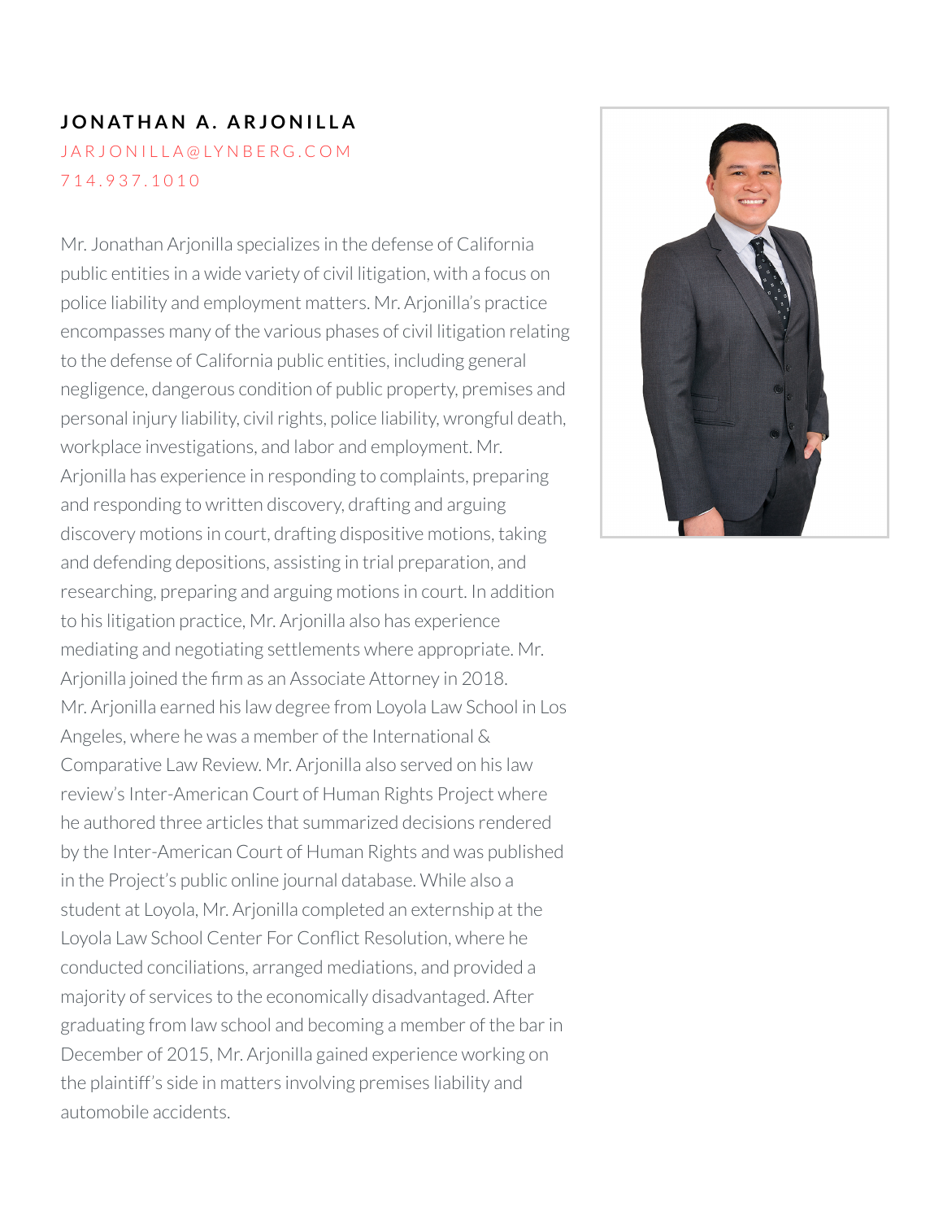## JONATHAN A. ARJONILLA

JARJONILLA@LYNBERG.COM

714.937.1010

Mr. Jonathan Arjonilla specializes in the defense of California public entities in a wide variety of civil litigation, with a focus on police liability and employment matters. Mr. Arjonilla's practice encompasses many of the various phases of civil litigation relating to the defense of California public entities, including general negligence, dangerous condition of public property, premises and personal injury liability, civil rights, police liability, wrongful death, workplace investigations, and labor and employment. Mr. Arjonilla has experience in responding to complaints, preparing and responding to written discovery, drafting and arguing discovery motions in court, drafting dispositive motions, taking and defending depositions, assisting in trial preparation, and researching, preparing and arguing motions in court. In addition to his litigation practice, Mr. Arjonilla also has experience mediating and negotiating settlements where appropriate. Mr. Arjonilla joined the firm as an Associate Attorney in 2018.
Mr. Arjonilla earned his law degree from Loyola Law School in Los Angeles, where he was a member of the International & Comparative Law Review. Mr. Arjonilla also served on his law review's Inter-American Court of Human Rights Project where he authored three articles that summarized decisions rendered by the Inter-American Court of Human Rights and was published in the Project's public online journal database. While also a student at Loyola, Mr. Arjonilla completed an externship at the Loyola Law School Center For Conflict Resolution, where he conducted conciliations, arranged mediations, and provided a majority of services to the economically disadvantaged. After graduating from law school and becoming a member of the bar in December of 2015, Mr. Arjonilla gained experience working on the plaintiff's side in matters involving premises liability and automobile accidents.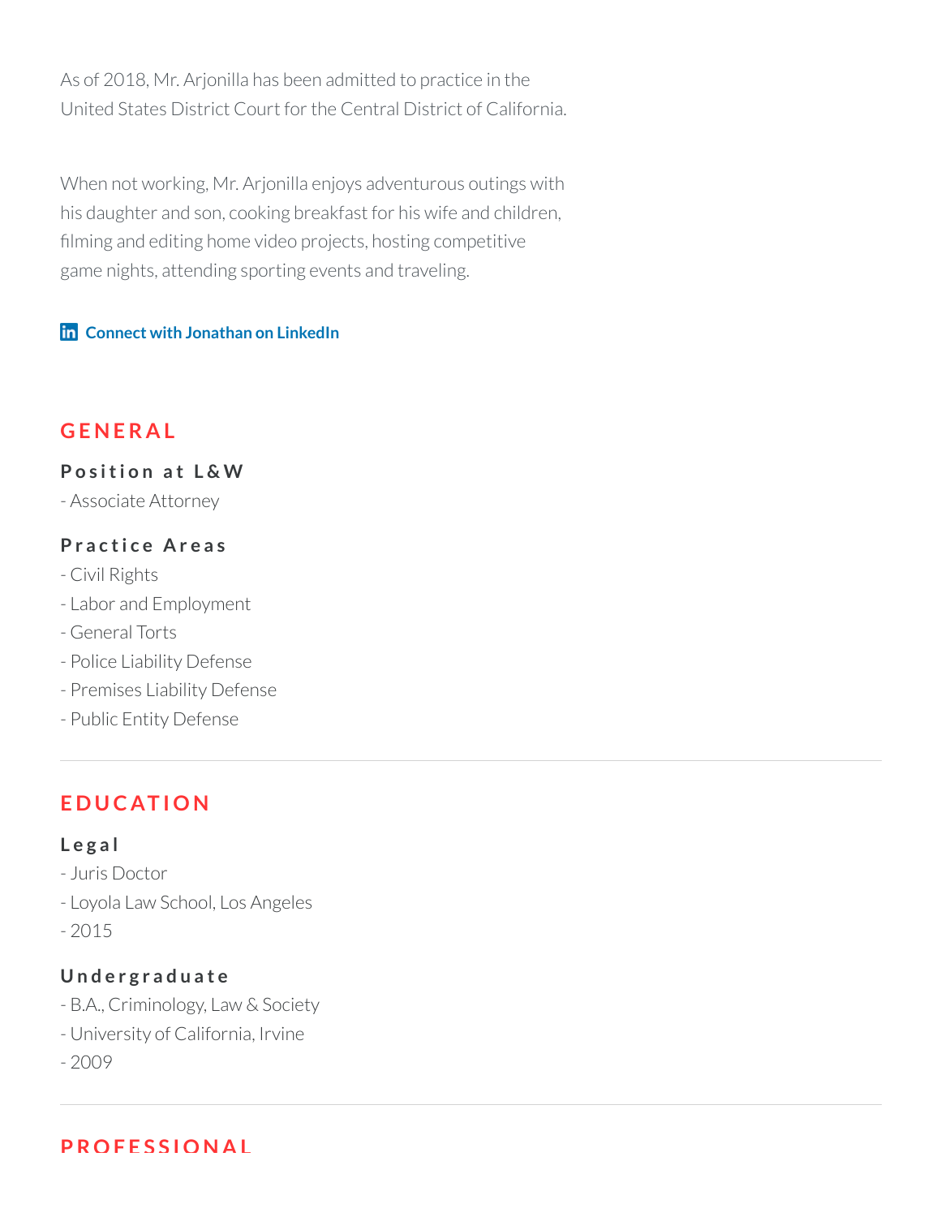As of 2018, Mr. Arjonilla has been admitted to practice in the United States District Court for the Central District of California.

When not working, Mr. Arjonilla enjoys adventurous outings with his daughter and son, cooking breakfast for his wife and children, filming and editing home video projects, hosting competitive game nights, attending sporting events and traveling.

**Connect with Jonathan on LinkedIn**

## GENERAL

### Position at L&W

- Associate Attorney

### Practice Areas

- Civil Rights
- Labor and Employment
- General Torts
- Police Liability Defense
- Premises Liability Defense
- Public Entity Defense

---

## EDUCATION

### Legal

- Juris Doctor
- Loyola Law School, Los Angeles
- 2015

### Undergraduate

- B.A., Criminology, Law & Society
- University of California, Irvine
- 2009

---

## PROFESSIONAL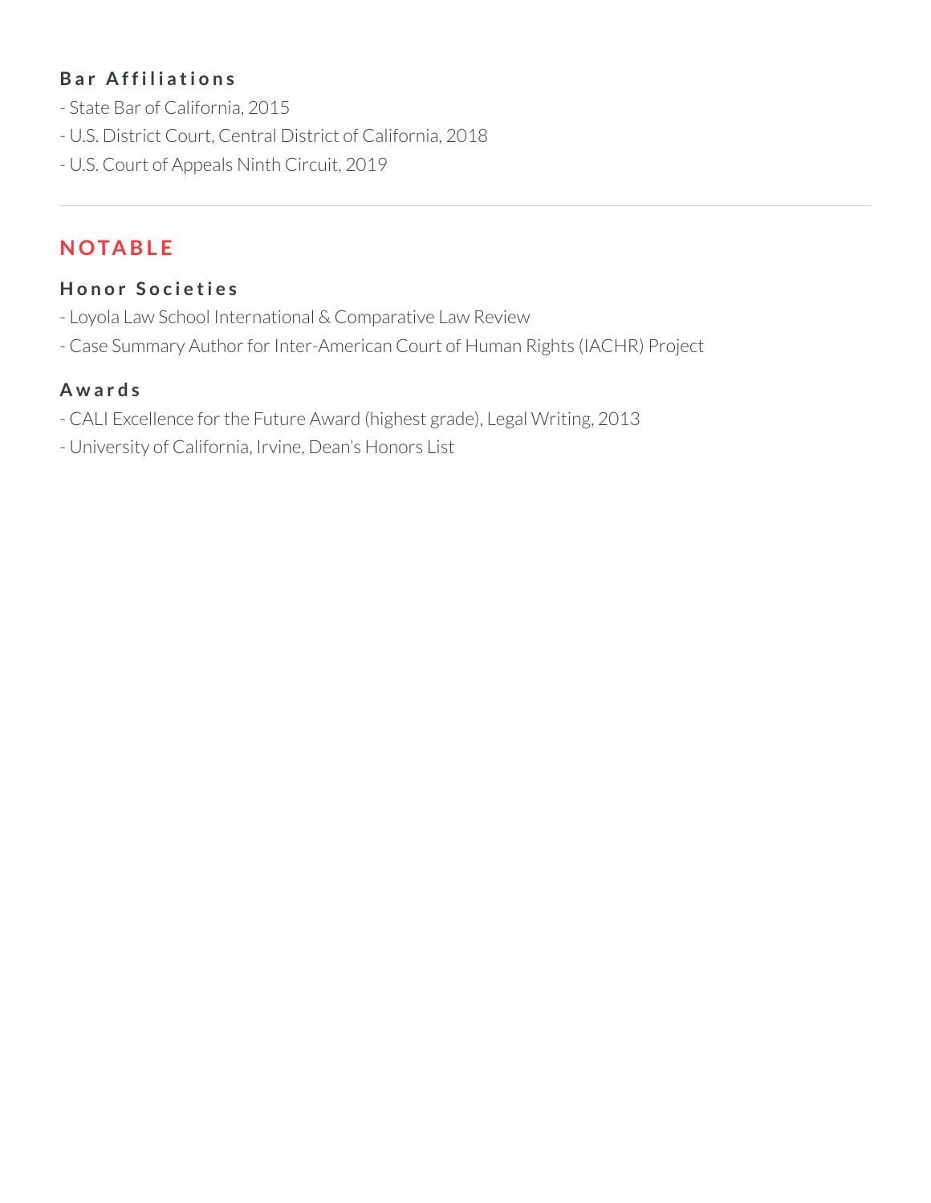### Bar Affiliations

- State Bar of California, 2015
- U.S. District Court, Central District of California, 2018
- U.S. Court of Appeals Ninth Circuit, 2019

---

## NOTABLE

### Honor Societies

- Loyola Law School International & Comparative Law Review
- Case Summary Author for Inter-American Court of Human Rights (IACHR) Project

### Awards

- CALI Excellence for the Future Award (highest grade), Legal Writing, 2013
- University of California, Irvine, Dean's Honors List